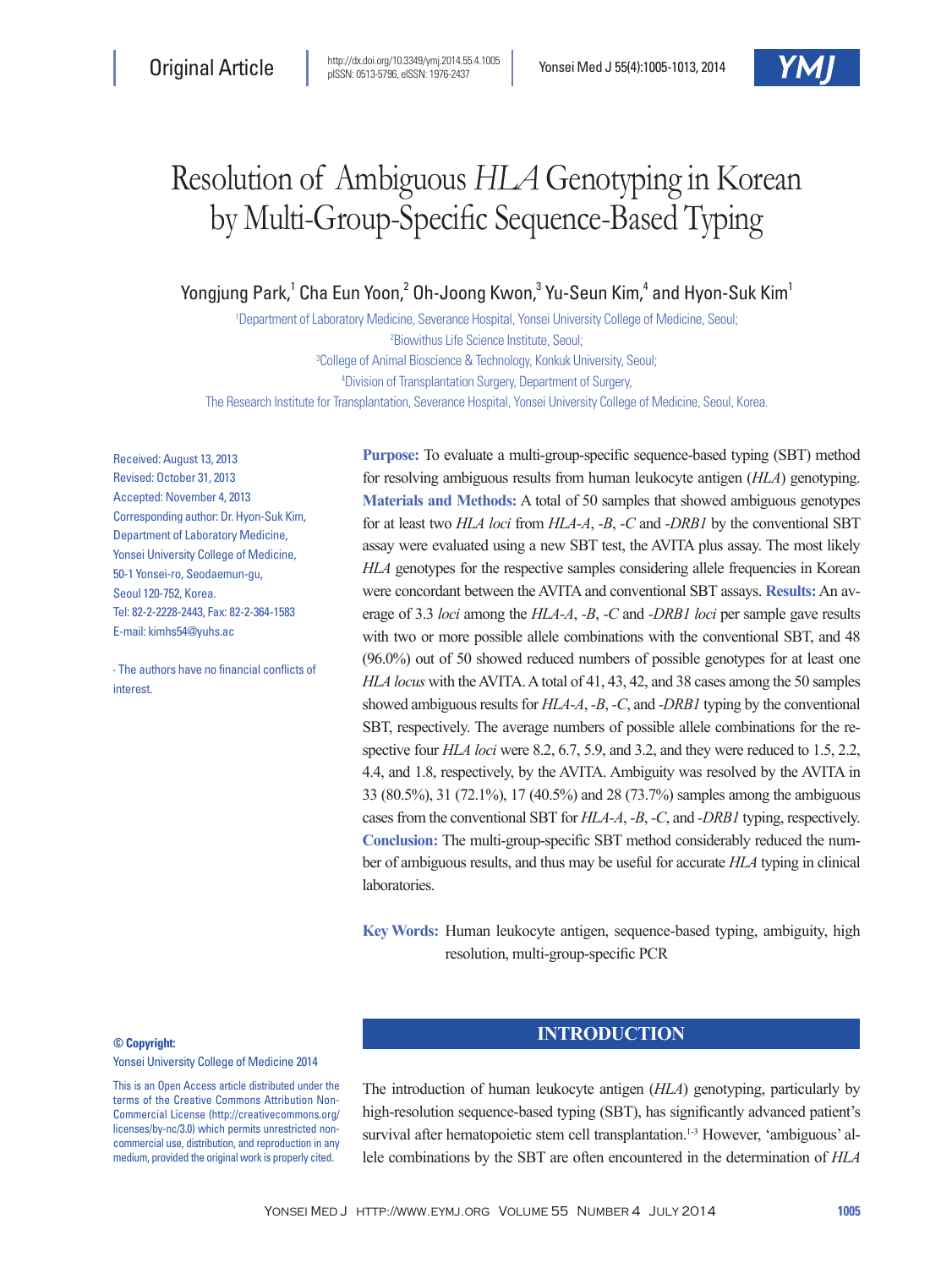Original Article

http://dx.doi.org/10.3349/ymj.2014.55.4.1005
pISSN: 0513-5796, eISSN: 1976-2437

# Resolution of Ambiguous *HLA* Genotyping in Korean by Multi-Group-Specific Sequence-Based Typing

Yongjung Park,[1] Cha Eun Yoon,[2] Oh-Joong Kwon,[3] Yu-Seun Kim,[4] and Hyon-Suk Kim[1]

[1]Department of Laboratory Medicine, Severance Hospital, Yonsei University College of Medicine, Seoul;
[2]Biowithus Life Science Institute, Seoul;
[3]College of Animal Bioscience & Technology, Konkuk University, Seoul;
[4]Division of Transplantation Surgery, Department of Surgery,
The Research Institute for Transplantation, Severance Hospital, Yonsei University College of Medicine, Seoul, Korea.

Received: August 13, 2013
Revised: October 31, 2013
Accepted: November 4, 2013
Corresponding author: Dr. Hyon-Suk Kim, Department of Laboratory Medicine, Yonsei University College of Medicine, 50-1 Yonsei-ro, Seodaemun-gu, Seoul 120-752, Korea.
Tel: 82-2-2228-2443, Fax: 82-2-364-1583
E-mail: kimhs54@yuhs.ac

∙ The authors have no financial conflicts of interest.

**Purpose:** To evaluate a multi-group-specific sequence-based typing (SBT) method for resolving ambiguous results from human leukocyte antigen (*HLA*) genotyping. **Materials and Methods:** A total of 50 samples that showed ambiguous genotypes for at least two *HLA loci* from *HLA-A*, *-B*, *-C* and *-DRB1* by the conventional SBT assay were evaluated using a new SBT test, the AVITA plus assay. The most likely *HLA* genotypes for the respective samples considering allele frequencies in Korean were concordant between the AVITA and conventional SBT assays. **Results:** An average of 3.3 *loci* among the *HLA-A*, *-B*, *-C* and *-DRB1 loci* per sample gave results with two or more possible allele combinations with the conventional SBT, and 48 (96.0%) out of 50 showed reduced numbers of possible genotypes for at least one *HLA locus* with the AVITA. A total of 41, 43, 42, and 38 cases among the 50 samples showed ambiguous results for *HLA-A*, *-B*, *-C*, and *-DRB1* typing by the conventional SBT, respectively. The average numbers of possible allele combinations for the respective four *HLA loci* were 8.2, 6.7, 5.9, and 3.2, and they were reduced to 1.5, 2.2, 4.4, and 1.8, respectively, by the AVITA. Ambiguity was resolved by the AVITA in 33 (80.5%), 31 (72.1%), 17 (40.5%) and 28 (73.7%) samples among the ambiguous cases from the conventional SBT for *HLA-A*, *-B*, *-C*, and *-DRB1* typing, respectively. **Conclusion:** The multi-group-specific SBT method considerably reduced the number of ambiguous results, and thus may be useful for accurate *HLA* typing in clinical laboratories.

**Key Words:** Human leukocyte antigen, sequence-based typing, ambiguity, high resolution, multi-group-specific PCR

**© Copyright:**
Yonsei University College of Medicine 2014

This is an Open Access article distributed under the terms of the Creative Commons Attribution Non-Commercial License (http://creativecommons.org/licenses/by-nc/3.0) which permits unrestricted non-commercial use, distribution, and reproduction in any medium, provided the original work is properly cited.

## INTRODUCTION

The introduction of human leukocyte antigen (*HLA*) genotyping, particularly by high-resolution sequence-based typing (SBT), has significantly advanced patient's survival after hematopoietic stem cell transplantation.[1-3] However, 'ambiguous' allele combinations by the SBT are often encountered in the determination of *HLA*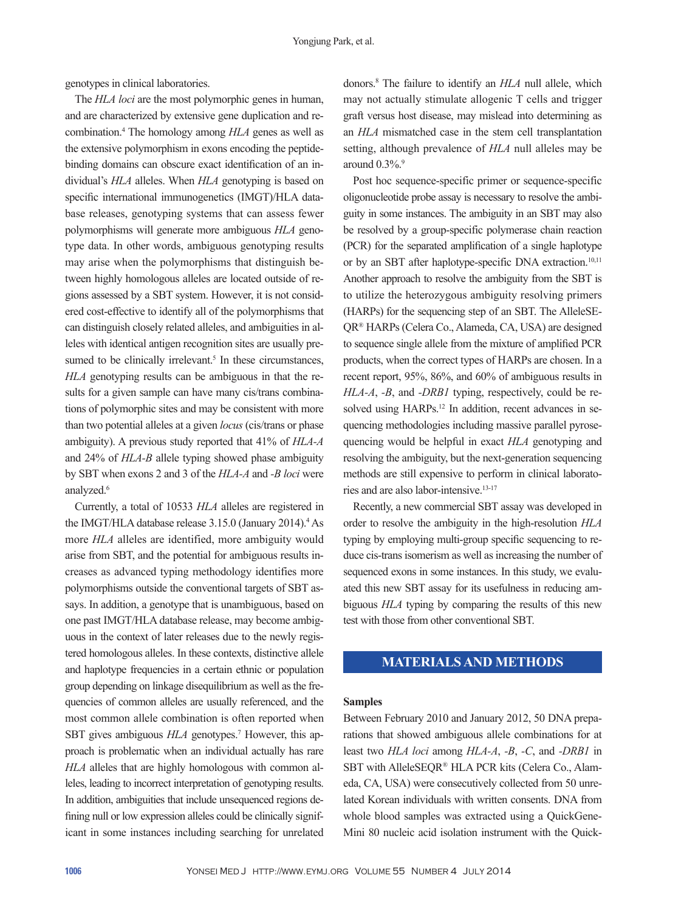genotypes in clinical laboratories.

The *HLA loci* are the most polymorphic genes in human, and are characterized by extensive gene duplication and recombination.[4] The homology among *HLA* genes as well as the extensive polymorphism in exons encoding the peptide-binding domains can obscure exact identification of an individual's *HLA* alleles. When *HLA* genotyping is based on specific international immunogenetics (IMGT)/HLA database releases, genotyping systems that can assess fewer polymorphisms will generate more ambiguous *HLA* genotype data. In other words, ambiguous genotyping results may arise when the polymorphisms that distinguish between highly homologous alleles are located outside of regions assessed by a SBT system. However, it is not considered cost-effective to identify all of the polymorphisms that can distinguish closely related alleles, and ambiguities in alleles with identical antigen recognition sites are usually presumed to be clinically irrelevant.[5] In these circumstances, *HLA* genotyping results can be ambiguous in that the results for a given sample can have many cis/trans combinations of polymorphic sites and may be consistent with more than two potential alleles at a given *locus* (cis/trans or phase ambiguity). A previous study reported that 41% of *HLA-A* and 24% of *HLA-B* allele typing showed phase ambiguity by SBT when exons 2 and 3 of the *HLA-A* and *-B loci* were analyzed.[6]

Currently, a total of 10533 *HLA* alleles are registered in the IMGT/HLA database release 3.15.0 (January 2014).[4] As more *HLA* alleles are identified, more ambiguity would arise from SBT, and the potential for ambiguous results increases as advanced typing methodology identifies more polymorphisms outside the conventional targets of SBT assays. In addition, a genotype that is unambiguous, based on one past IMGT/HLA database release, may become ambiguous in the context of later releases due to the newly registered homologous alleles. In these contexts, distinctive allele and haplotype frequencies in a certain ethnic or population group depending on linkage disequilibrium as well as the frequencies of common alleles are usually referenced, and the most common allele combination is often reported when SBT gives ambiguous *HLA* genotypes.[7] However, this approach is problematic when an individual actually has rare *HLA* alleles that are highly homologous with common alleles, leading to incorrect interpretation of genotyping results. In addition, ambiguities that include unsequenced regions defining null or low expression alleles could be clinically significant in some instances including searching for unrelated donors.[8] The failure to identify an *HLA* null allele, which may not actually stimulate allogenic T cells and trigger graft versus host disease, may mislead into determining as an *HLA* mismatched case in the stem cell transplantation setting, although prevalence of *HLA* null alleles may be around 0.3%.[9]

Post hoc sequence-specific primer or sequence-specific oligonucleotide probe assay is necessary to resolve the ambiguity in some instances. The ambiguity in an SBT may also be resolved by a group-specific polymerase chain reaction (PCR) for the separated amplification of a single haplotype or by an SBT after haplotype-specific DNA extraction.[10,11] Another approach to resolve the ambiguity from the SBT is to utilize the heterozygous ambiguity resolving primers (HARPs) for the sequencing step of an SBT. The AlleleSEQR® HARPs (Celera Co., Alameda, CA, USA) are designed to sequence single allele from the mixture of amplified PCR products, when the correct types of HARPs are chosen. In a recent report, 95%, 86%, and 60% of ambiguous results in *HLA-A*, *-B*, and *-DRB1* typing, respectively, could be resolved using HARPs.[12] In addition, recent advances in sequencing methodologies including massive parallel pyrosequencing would be helpful in exact *HLA* genotyping and resolving the ambiguity, but the next-generation sequencing methods are still expensive to perform in clinical laboratories and are also labor-intensive.[13-17]

Recently, a new commercial SBT assay was developed in order to resolve the ambiguity in the high-resolution *HLA* typing by employing multi-group specific sequencing to reduce cis-trans isomerism as well as increasing the number of sequenced exons in some instances. In this study, we evaluated this new SBT assay for its usefulness in reducing ambiguous *HLA* typing by comparing the results of this new test with those from other conventional SBT.

## MATERIALS AND METHODS

### Samples

Between February 2010 and January 2012, 50 DNA preparations that showed ambiguous allele combinations for at least two *HLA loci* among *HLA-A*, *-B*, *-C*, and *-DRB1* in SBT with AlleleSEQR® HLA PCR kits (Celera Co., Alameda, CA, USA) were consecutively collected from 50 unrelated Korean individuals with written consents. DNA from whole blood samples was extracted using a QuickGene-Mini 80 nucleic acid isolation instrument with the Quick-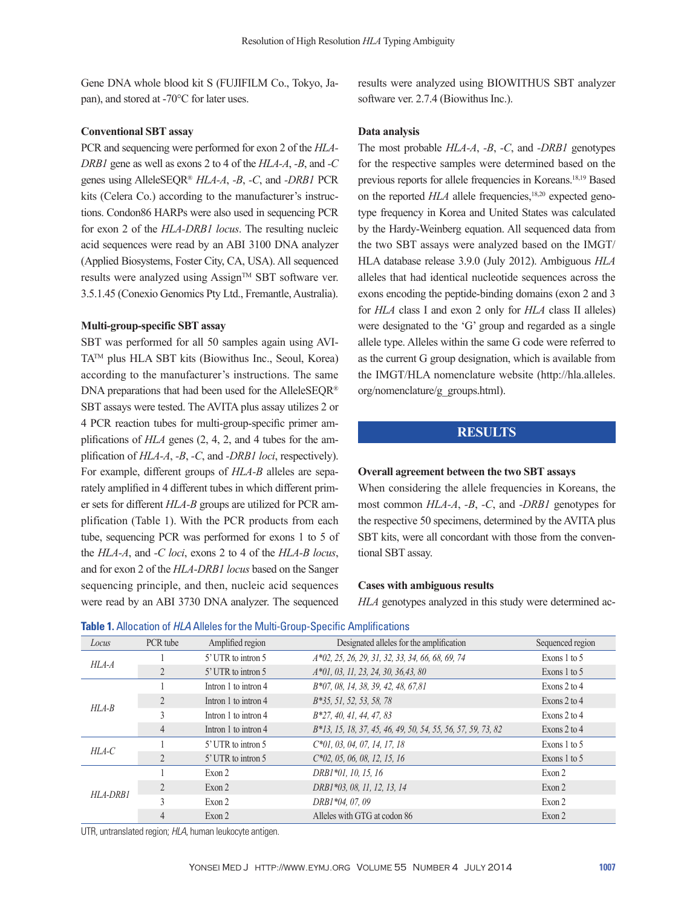Gene DNA whole blood kit S (FUJIFILM Co., Tokyo, Japan), and stored at -70°C for later uses.

### Conventional SBT assay

PCR and sequencing were performed for exon 2 of the *HLA-DRB1* gene as well as exons 2 to 4 of the *HLA-A*, *-B*, and *-C* genes using AlleleSEQR® *HLA-A*, *-B*, *-C*, and *-DRB1* PCR kits (Celera Co.) according to the manufacturer's instructions. Condon86 HARPs were also used in sequencing PCR for exon 2 of the *HLA-DRB1 locus*. The resulting nucleic acid sequences were read by an ABI 3100 DNA analyzer (Applied Biosystems, Foster City, CA, USA). All sequenced results were analyzed using Assign™ SBT software ver. 3.5.1.45 (Conexio Genomics Pty Ltd., Fremantle, Australia).

### Multi-group-specific SBT assay

SBT was performed for all 50 samples again using AVITA™ plus HLA SBT kits (Biowithus Inc., Seoul, Korea) according to the manufacturer's instructions. The same DNA preparations that had been used for the AlleleSEQR® SBT assays were tested. The AVITA plus assay utilizes 2 or 4 PCR reaction tubes for multi-group-specific primer amplifications of *HLA* genes (2, 4, 2, and 4 tubes for the amplification of *HLA-A*, *-B*, *-C*, and *-DRB1 loci*, respectively). For example, different groups of *HLA-B* alleles are separately amplified in 4 different tubes in which different primer sets for different *HLA-B* groups are utilized for PCR amplification (Table 1). With the PCR products from each tube, sequencing PCR was performed for exons 1 to 5 of the *HLA-A*, and *-C loci*, exons 2 to 4 of the *HLA-B locus*, and for exon 2 of the *HLA-DRB1 locus* based on the Sanger sequencing principle, and then, nucleic acid sequences were read by an ABI 3730 DNA analyzer. The sequenced results were analyzed using BIOWITHUS SBT analyzer software ver. 2.7.4 (Biowithus Inc.).

### Data analysis

The most probable *HLA-A*, *-B*, *-C*, and *-DRB1* genotypes for the respective samples were determined based on the previous reports for allele frequencies in Koreans.[18,19] Based on the reported *HLA* allele frequencies,[18,20] expected genotype frequency in Korea and United States was calculated by the Hardy-Weinberg equation. All sequenced data from the two SBT assays were analyzed based on the IMGT/HLA database release 3.9.0 (July 2012). Ambiguous *HLA* alleles that had identical nucleotide sequences across the exons encoding the peptide-binding domains (exon 2 and 3 for *HLA* class I and exon 2 only for *HLA* class II alleles) were designated to the 'G' group and regarded as a single allele type. Alleles within the same G code were referred to as the current G group designation, which is available from the IMGT/HLA nomenclature website (http://hla.alleles.org/nomenclature/g_groups.html).

## RESULTS

### Overall agreement between the two SBT assays

When considering the allele frequencies in Koreans, the most common *HLA-A*, *-B*, *-C*, and *-DRB1* genotypes for the respective 50 specimens, determined by the AVITA plus SBT kits, were all concordant with those from the conventional SBT assay.

### Cases with ambiguous results

*HLA* genotypes analyzed in this study were determined ac-

**Table 1.** Allocation of *HLA* Alleles for the Multi-Group-Specific Amplifications

| *Locus* | PCR tube | Amplified region | Designated alleles for the amplification | Sequenced region |
|---|---|---|---|---|
| *HLA-A* | 1 | 5' UTR to intron 5 | *A\*02, 25, 26, 29, 31, 32, 33, 34, 66, 68, 69, 74* | Exons 1 to 5 |
| | 2 | 5' UTR to intron 5 | *A\*01, 03, 11, 23, 24, 30, 36,43, 80* | Exons 1 to 5 |
| *HLA-B* | 1 | Intron 1 to intron 4 | *B\*07, 08, 14, 38, 39, 42, 48, 67,81* | Exons 2 to 4 |
| | 2 | Intron 1 to intron 4 | *B\*35, 51, 52, 53, 58, 78* | Exons 2 to 4 |
| | 3 | Intron 1 to intron 4 | *B\*27, 40, 41, 44, 47, 83* | Exons 2 to 4 |
| | 4 | Intron 1 to intron 4 | *B\*13, 15, 18, 37, 45, 46, 49, 50, 54, 55, 56, 57, 59, 73, 82* | Exons 2 to 4 |
| *HLA-C* | 1 | 5' UTR to intron 5 | *C\*01, 03, 04, 07, 14, 17, 18* | Exons 1 to 5 |
| | 2 | 5' UTR to intron 5 | *C\*02, 05, 06, 08, 12, 15, 16* | Exons 1 to 5 |
| *HLA-DRB1* | 1 | Exon 2 | *DRB1\*01, 10, 15, 16* | Exon 2 |
| | 2 | Exon 2 | *DRB1\*03, 08, 11, 12, 13, 14* | Exon 2 |
| | 3 | Exon 2 | *DRB1\*04, 07, 09* | Exon 2 |
| | 4 | Exon 2 | Alleles with GTG at codon 86 | Exon 2 |

UTR, untranslated region; *HLA*, human leukocyte antigen.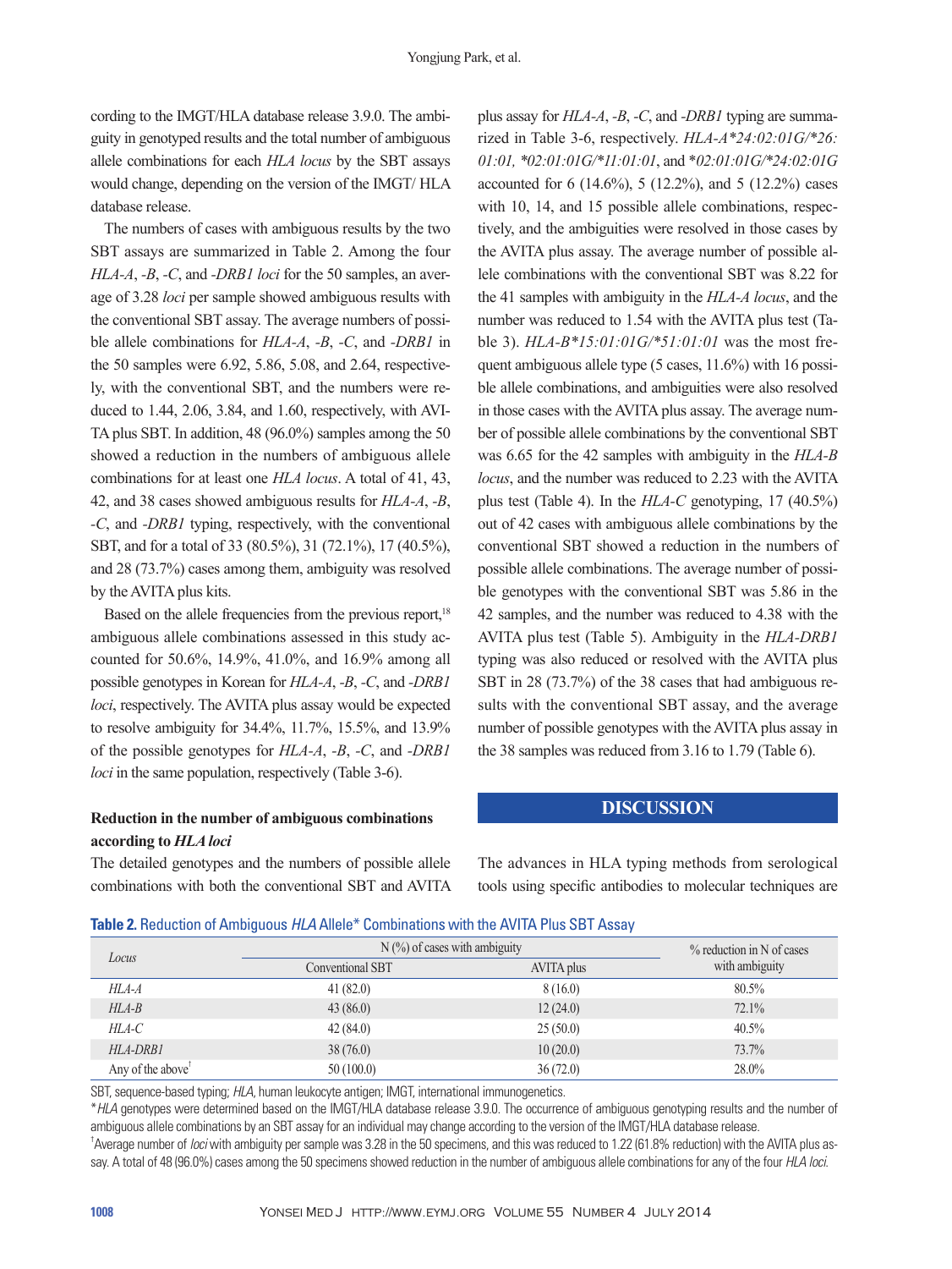cording to the IMGT/HLA database release 3.9.0. The ambiguity in genotyped results and the total number of ambiguous allele combinations for each *HLA locus* by the SBT assays would change, depending on the version of the IMGT/ HLA database release.

The numbers of cases with ambiguous results by the two SBT assays are summarized in Table 2. Among the four *HLA-A*, *-B*, *-C*, and *-DRB1 loci* for the 50 samples, an average of 3.28 *loci* per sample showed ambiguous results with the conventional SBT assay. The average numbers of possible allele combinations for *HLA-A*, *-B*, *-C*, and *-DRB1* in the 50 samples were 6.92, 5.86, 5.08, and 2.64, respectively, with the conventional SBT, and the numbers were reduced to 1.44, 2.06, 3.84, and 1.60, respectively, with AVITA plus SBT. In addition, 48 (96.0%) samples among the 50 showed a reduction in the numbers of ambiguous allele combinations for at least one *HLA locus*. A total of 41, 43, 42, and 38 cases showed ambiguous results for *HLA-A*, *-B*, *-C*, and *-DRB1* typing, respectively, with the conventional SBT, and for a total of 33 (80.5%), 31 (72.1%), 17 (40.5%), and 28 (73.7%) cases among them, ambiguity was resolved by the AVITA plus kits.

Based on the allele frequencies from the previous report,[18] ambiguous allele combinations assessed in this study accounted for 50.6%, 14.9%, 41.0%, and 16.9% among all possible genotypes in Korean for *HLA-A*, *-B*, *-C*, and *-DRB1 loci*, respectively. The AVITA plus assay would be expected to resolve ambiguity for 34.4%, 11.7%, 15.5%, and 13.9% of the possible genotypes for *HLA-A*, *-B*, *-C*, and *-DRB1 loci* in the same population, respectively (Table 3-6).

### Reduction in the number of ambiguous combinations according to *HLA loci*

The detailed genotypes and the numbers of possible allele combinations with both the conventional SBT and AVITA plus assay for *HLA-A*, *-B*, *-C*, and *-DRB1* typing are summarized in Table 3-6, respectively. *HLA-A\*24:02:01G/\*26:01:01*, *\*02:01:01G/\*11:01:01*, and *\*02:01:01G/\*24:02:01G* accounted for 6 (14.6%), 5 (12.2%), and 5 (12.2%) cases with 10, 14, and 15 possible allele combinations, respectively, and the ambiguities were resolved in those cases by the AVITA plus assay. The average number of possible allele combinations with the conventional SBT was 8.22 for the 41 samples with ambiguity in the *HLA-A locus*, and the number was reduced to 1.54 with the AVITA plus test (Table 3). *HLA-B\*15:01:01G/\*51:01:01* was the most frequent ambiguous allele type (5 cases, 11.6%) with 16 possible allele combinations, and ambiguities were also resolved in those cases with the AVITA plus assay. The average number of possible allele combinations by the conventional SBT was 6.65 for the 42 samples with ambiguity in the *HLA-B locus*, and the number was reduced to 2.23 with the AVITA plus test (Table 4). In the *HLA-C* genotyping, 17 (40.5%) out of 42 cases with ambiguous allele combinations by the conventional SBT showed a reduction in the numbers of possible allele combinations. The average number of possible genotypes with the conventional SBT was 5.86 in the 42 samples, and the number was reduced to 4.38 with the AVITA plus test (Table 5). Ambiguity in the *HLA-DRB1* typing was also reduced or resolved with the AVITA plus SBT in 28 (73.7%) of the 38 cases that had ambiguous results with the conventional SBT assay, and the average number of possible genotypes with the AVITA plus assay in the 38 samples was reduced from 3.16 to 1.79 (Table 6).

## DISCUSSION

The advances in HLA typing methods from serological tools using specific antibodies to molecular techniques are

**Table 2.** Reduction of Ambiguous *HLA* Allele* Combinations with the AVITA Plus SBT Assay

| *Locus* | N (%) of cases with ambiguity | | % reduction in N of cases with ambiguity |
|---|---|---|---|
| | Conventional SBT | AVITA plus | |
| *HLA-A* | 41 (82.0) | 8 (16.0) | 80.5% |
| *HLA-B* | 43 (86.0) | 12 (24.0) | 72.1% |
| *HLA-C* | 42 (84.0) | 25 (50.0) | 40.5% |
| *HLA-DRB1* | 38 (76.0) | 10 (20.0) | 73.7% |
| Any of the above† | 50 (100.0) | 36 (72.0) | 28.0% |

SBT, sequence-based typing; *HLA*, human leukocyte antigen; IMGT, international immunogenetics.

\**HLA* genotypes were determined based on the IMGT/HLA database release 3.9.0. The occurrence of ambiguous genotyping results and the number of ambiguous allele combinations by an SBT assay for an individual may change according to the version of the IMGT/HLA database release.

†Average number of *loci* with ambiguity per sample was 3.28 in the 50 specimens, and this was reduced to 1.22 (61.8% reduction) with the AVITA plus assay. A total of 48 (96.0%) cases among the 50 specimens showed reduction in the number of ambiguous allele combinations for any of the four *HLA loci.*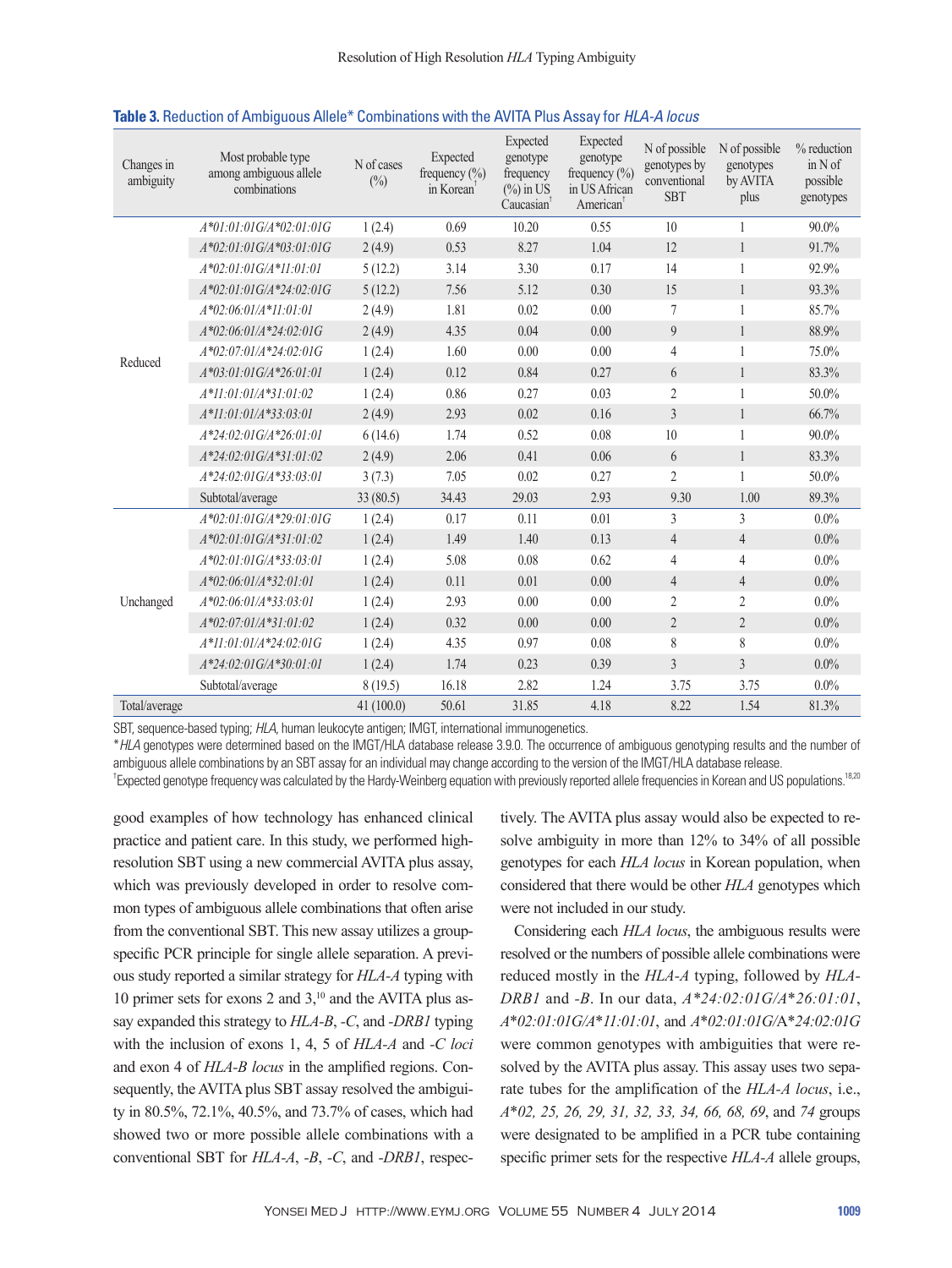**Table 3.** Reduction of Ambiguous Allele* Combinations with the AVITA Plus Assay for *HLA-A locus*

| Changes in ambiguity | Most probable type among ambiguous allele combinations | N of cases (%) | Expected frequency (%) in Korean† | Expected genotype frequency (%) in US Caucasian† | Expected genotype frequency (%) in US African American† | N of possible genotypes by conventional SBT | N of possible genotypes by AVITA plus | % reduction in N of possible genotypes |
|---|---|---|---|---|---|---|---|---|
| Reduced | *A*01:01:01G/A*02:01:01G* | 1 (2.4) | 0.69 | 10.20 | 0.55 | 10 | 1 | 90.0% |
| | *A*02:01:01G/A*03:01:01G* | 2 (4.9) | 0.53 | 8.27 | 1.04 | 12 | 1 | 91.7% |
| | *A*02:01:01G/A*11:01:01* | 5 (12.2) | 3.14 | 3.30 | 0.17 | 14 | 1 | 92.9% |
| | *A*02:01:01G/A*24:02:01G* | 5 (12.2) | 7.56 | 5.12 | 0.30 | 15 | 1 | 93.3% |
| | *A*02:06:01/A*11:01:01* | 2 (4.9) | 1.81 | 0.02 | 0.00 | 7 | 1 | 85.7% |
| | *A*02:06:01/A*24:02:01G* | 2 (4.9) | 4.35 | 0.04 | 0.00 | 9 | 1 | 88.9% |
| | *A*02:07:01/A*24:02:01G* | 1 (2.4) | 1.60 | 0.00 | 0.00 | 4 | 1 | 75.0% |
| | *A*03:01:01G/A*26:01:01* | 1 (2.4) | 0.12 | 0.84 | 0.27 | 6 | 1 | 83.3% |
| | *A*11:01:01/A*31:01:02* | 1 (2.4) | 0.86 | 0.27 | 0.03 | 2 | 1 | 50.0% |
| | *A*11:01:01/A*33:03:01* | 2 (4.9) | 2.93 | 0.02 | 0.16 | 3 | 1 | 66.7% |
| | *A*24:02:01G/A*26:01:01* | 6 (14.6) | 1.74 | 0.52 | 0.08 | 10 | 1 | 90.0% |
| | *A*24:02:01G/A*31:01:02* | 2 (4.9) | 2.06 | 0.41 | 0.06 | 6 | 1 | 83.3% |
| | *A*24:02:01G/A*33:03:01* | 3 (7.3) | 7.05 | 0.02 | 0.27 | 2 | 1 | 50.0% |
| | Subtotal/average | 33 (80.5) | 34.43 | 29.03 | 2.93 | 9.30 | 1.00 | 89.3% |
| Unchanged | *A*02:01:01G/A*29:01:01G* | 1 (2.4) | 0.17 | 0.11 | 0.01 | 3 | 3 | 0.0% |
| | *A*02:01:01G/A*31:01:02* | 1 (2.4) | 1.49 | 1.40 | 0.13 | 4 | 4 | 0.0% |
| | *A*02:01:01G/A*33:03:01* | 1 (2.4) | 5.08 | 0.08 | 0.62 | 4 | 4 | 0.0% |
| | *A*02:06:01/A*32:01:01* | 1 (2.4) | 0.11 | 0.01 | 0.00 | 4 | 4 | 0.0% |
| | *A*02:06:01/A*33:03:01* | 1 (2.4) | 2.93 | 0.00 | 0.00 | 2 | 2 | 0.0% |
| | *A*02:07:01/A*31:01:02* | 1 (2.4) | 0.32 | 0.00 | 0.00 | 2 | 2 | 0.0% |
| | *A*11:01:01/A*24:02:01G* | 1 (2.4) | 4.35 | 0.97 | 0.08 | 8 | 8 | 0.0% |
| | *A*24:02:01G/A*30:01:01* | 1 (2.4) | 1.74 | 0.23 | 0.39 | 3 | 3 | 0.0% |
| | Subtotal/average | 8 (19.5) | 16.18 | 2.82 | 1.24 | 3.75 | 3.75 | 0.0% |
| Total/average | | 41 (100.0) | 50.61 | 31.85 | 4.18 | 8.22 | 1.54 | 81.3% |

SBT, sequence-based typing; *HLA*, human leukocyte antigen; IMGT, international immunogenetics.
\**HLA* genotypes were determined based on the IMGT/HLA database release 3.9.0. The occurrence of ambiguous genotyping results and the number of ambiguous allele combinations by an SBT assay for an individual may change according to the version of the IMGT/HLA database release.
†Expected genotype frequency was calculated by the Hardy-Weinberg equation with previously reported allele frequencies in Korean and US populations.[18,20]

good examples of how technology has enhanced clinical practice and patient care. In this study, we performed high-resolution SBT using a new commercial AVITA plus assay, which was previously developed in order to resolve common types of ambiguous allele combinations that often arise from the conventional SBT. This new assay utilizes a group-specific PCR principle for single allele separation. A previous study reported a similar strategy for *HLA-A* typing with 10 primer sets for exons 2 and 3,[10] and the AVITA plus assay expanded this strategy to *HLA-B*, *-C*, and *-DRB1* typing with the inclusion of exons 1, 4, 5 of *HLA-A* and *-C loci* and exon 4 of *HLA-B locus* in the amplified regions. Consequently, the AVITA plus SBT assay resolved the ambiguity in 80.5%, 72.1%, 40.5%, and 73.7% of cases, which had showed two or more possible allele combinations with a conventional SBT for *HLA-A*, *-B*, *-C*, and *-DRB1*, respectively. The AVITA plus assay would also be expected to resolve ambiguity in more than 12% to 34% of all possible genotypes for each *HLA locus* in Korean population, when considered that there would be other *HLA* genotypes which were not included in our study.

Considering each *HLA locus*, the ambiguous results were resolved or the numbers of possible allele combinations were reduced mostly in the *HLA-A* typing, followed by *HLA-DRB1* and *-B*. In our data, *A*24:02:01G/A*26:01:01*, *A*02:01:01G/A*11:01:01*, and *A*02:01:01G/A*24:02:01G* were common genotypes with ambiguities that were resolved by the AVITA plus assay. This assay uses two separate tubes for the amplification of the *HLA-A locus*, i.e., *A*02, 25, 26, 29, 31, 32, 33, 34, 66, 68, 69*, and *74* groups were designated to be amplified in a PCR tube containing specific primer sets for the respective *HLA-A* allele groups,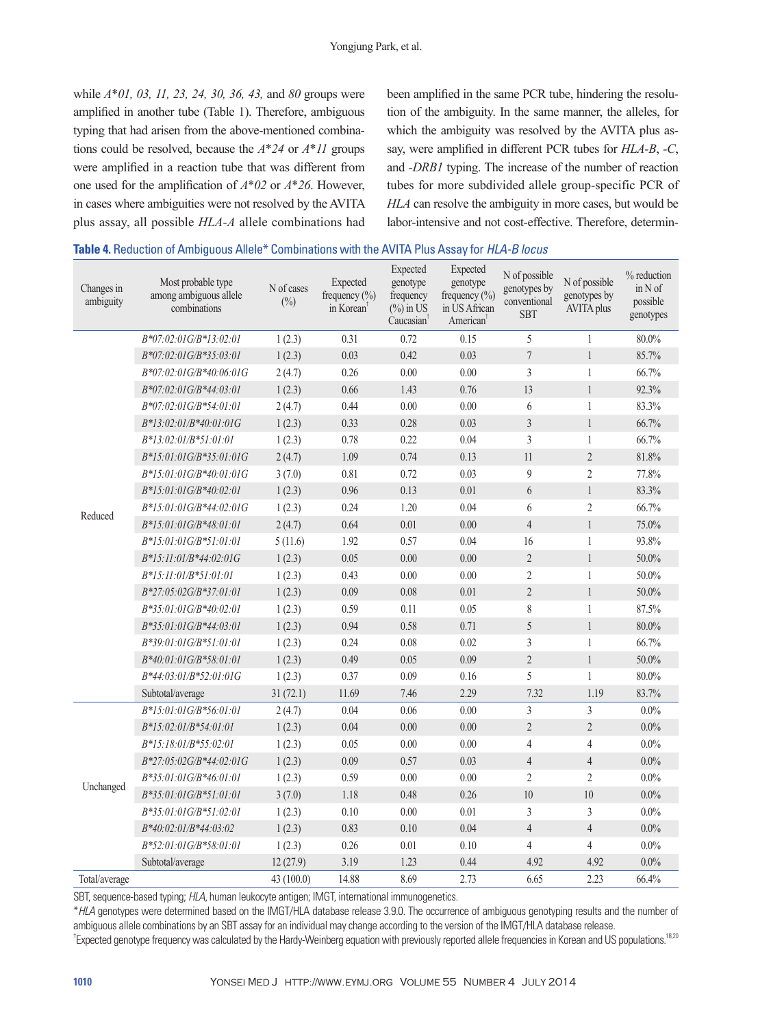while *A*01, 03, 11, 23, 24, 30, 36, 43,* and *80* groups were amplified in another tube (Table 1). Therefore, ambiguous typing that had arisen from the above-mentioned combinations could be resolved, because the *A*24* or *A*11* groups were amplified in a reaction tube that was different from one used for the amplification of *A*02* or *A*26*. However, in cases where ambiguities were not resolved by the AVITA plus assay, all possible *HLA-A* allele combinations had been amplified in the same PCR tube, hindering the resolution of the ambiguity. In the same manner, the alleles, for which the ambiguity was resolved by the AVITA plus assay, were amplified in different PCR tubes for *HLA-B*, *-C*, and *-DRB1* typing. The increase of the number of reaction tubes for more subdivided allele group-specific PCR of *HLA* can resolve the ambiguity in more cases, but would be labor-intensive and not cost-effective. Therefore, determin-

**Table 4.** Reduction of Ambiguous Allele* Combinations with the AVITA Plus Assay for *HLA-B locus*

| Changes in ambiguity | Most probable type among ambiguous allele combinations | N of cases (%) | Expected frequency (%) in Korean† | Expected genotype frequency (%) in US Caucasian† | Expected genotype frequency (%) in US African American† | N of possible genotypes by conventional SBT | N of possible genotypes by AVITA plus | % reduction in N of possible genotypes |
|---|---|---|---|---|---|---|---|---|
| Reduced | *B*07:02:01G/B*13:02:01* | 1 (2.3) | 0.31 | 0.72 | 0.15 | 5 | 1 | 80.0% |
| | *B*07:02:01G/B*35:03:01* | 1 (2.3) | 0.03 | 0.42 | 0.03 | 7 | 1 | 85.7% |
| | *B*07:02:01G/B*40:06:01G* | 2 (4.7) | 0.26 | 0.00 | 0.00 | 3 | 1 | 66.7% |
| | *B*07:02:01G/B*44:03:01* | 1 (2.3) | 0.66 | 1.43 | 0.76 | 13 | 1 | 92.3% |
| | *B*07:02:01G/B*54:01:01* | 2 (4.7) | 0.44 | 0.00 | 0.00 | 6 | 1 | 83.3% |
| | *B*13:02:01/B*40:01:01G* | 1 (2.3) | 0.33 | 0.28 | 0.03 | 3 | 1 | 66.7% |
| | *B*13:02:01/B*51:01:01* | 1 (2.3) | 0.78 | 0.22 | 0.04 | 3 | 1 | 66.7% |
| | *B*15:01:01G/B*35:01:01G* | 2 (4.7) | 1.09 | 0.74 | 0.13 | 11 | 2 | 81.8% |
| | *B*15:01:01G/B*40:01:01G* | 3 (7.0) | 0.81 | 0.72 | 0.03 | 9 | 2 | 77.8% |
| | *B*15:01:01G/B*40:02:01* | 1 (2.3) | 0.96 | 0.13 | 0.01 | 6 | 1 | 83.3% |
| | *B*15:01:01G/B*44:02:01G* | 1 (2.3) | 0.24 | 1.20 | 0.04 | 6 | 2 | 66.7% |
| | *B*15:01:01G/B*48:01:01* | 2 (4.7) | 0.64 | 0.01 | 0.00 | 4 | 1 | 75.0% |
| | *B*15:01:01G/B*51:01:01* | 5 (11.6) | 1.92 | 0.57 | 0.04 | 16 | 1 | 93.8% |
| | *B*15:11:01/B*44:02:01G* | 1 (2.3) | 0.05 | 0.00 | 0.00 | 2 | 1 | 50.0% |
| | *B*15:11:01/B*51:01:01* | 1 (2.3) | 0.43 | 0.00 | 0.00 | 2 | 1 | 50.0% |
| | *B*27:05:02G/B*37:01:01* | 1 (2.3) | 0.09 | 0.08 | 0.01 | 2 | 1 | 50.0% |
| | *B*35:01:01G/B*40:02:01* | 1 (2.3) | 0.59 | 0.11 | 0.05 | 8 | 1 | 87.5% |
| | *B*35:01:01G/B*44:03:01* | 1 (2.3) | 0.94 | 0.58 | 0.71 | 5 | 1 | 80.0% |
| | *B*39:01:01G/B*51:01:01* | 1 (2.3) | 0.24 | 0.08 | 0.02 | 3 | 1 | 66.7% |
| | *B*40:01:01G/B*58:01:01* | 1 (2.3) | 0.49 | 0.05 | 0.09 | 2 | 1 | 50.0% |
| | *B*44:03:01/B*52:01:01G* | 1 (2.3) | 0.37 | 0.09 | 0.16 | 5 | 1 | 80.0% |
| | Subtotal/average | 31 (72.1) | 11.69 | 7.46 | 2.29 | 7.32 | 1.19 | 83.7% |
| Unchanged | *B*15:01:01G/B*56:01:01* | 2 (4.7) | 0.04 | 0.06 | 0.00 | 3 | 3 | 0.0% |
| | *B*15:02:01/B*54:01:01* | 1 (2.3) | 0.04 | 0.00 | 0.00 | 2 | 2 | 0.0% |
| | *B*15:18:01/B*55:02:01* | 1 (2.3) | 0.05 | 0.00 | 0.00 | 4 | 4 | 0.0% |
| | *B*27:05:02G/B*44:02:01G* | 1 (2.3) | 0.09 | 0.57 | 0.03 | 4 | 4 | 0.0% |
| | *B*35:01:01G/B*46:01:01* | 1 (2.3) | 0.59 | 0.00 | 0.00 | 2 | 2 | 0.0% |
| | *B*35:01:01G/B*51:01:01* | 3 (7.0) | 1.18 | 0.48 | 0.26 | 10 | 10 | 0.0% |
| | *B*35:01:01G/B*51:02:01* | 1 (2.3) | 0.10 | 0.00 | 0.01 | 3 | 3 | 0.0% |
| | *B*40:02:01/B*44:03:02* | 1 (2.3) | 0.83 | 0.10 | 0.04 | 4 | 4 | 0.0% |
| | *B*52:01:01G/B*58:01:01* | 1 (2.3) | 0.26 | 0.01 | 0.10 | 4 | 4 | 0.0% |
| | Subtotal/average | 12 (27.9) | 3.19 | 1.23 | 0.44 | 4.92 | 4.92 | 0.0% |
| Total/average | | 43 (100.0) | 14.88 | 8.69 | 2.73 | 6.65 | 2.23 | 66.4% |

SBT, sequence-based typing; *HLA*, human leukocyte antigen; IMGT, international immunogenetics.

\**HLA* genotypes were determined based on the IMGT/HLA database release 3.9.0. The occurrence of ambiguous genotyping results and the number of ambiguous allele combinations by an SBT assay for an individual may change according to the version of the IMGT/HLA database release.

†Expected genotype frequency was calculated by the Hardy-Weinberg equation with previously reported allele frequencies in Korean and US populations.[18,20]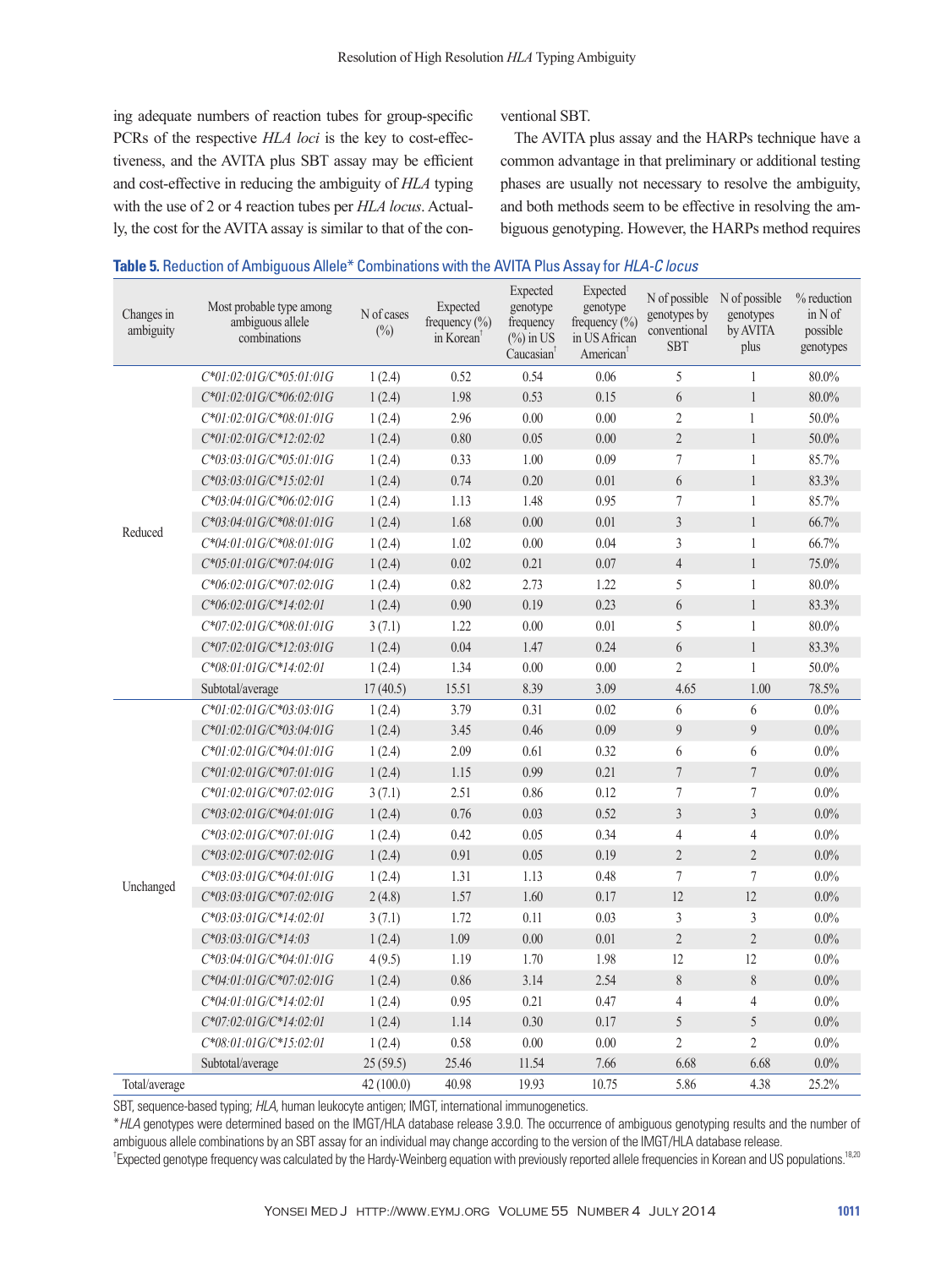ing adequate numbers of reaction tubes for group-specific PCRs of the respective *HLA loci* is the key to cost-effectiveness, and the AVITA plus SBT assay may be efficient and cost-effective in reducing the ambiguity of *HLA* typing with the use of 2 or 4 reaction tubes per *HLA locus*. Actually, the cost for the AVITA assay is similar to that of the conventional SBT.

The AVITA plus assay and the HARPs technique have a common advantage in that preliminary or additional testing phases are usually not necessary to resolve the ambiguity, and both methods seem to be effective in resolving the ambiguous genotyping. However, the HARPs method requires

**Table 5.** Reduction of Ambiguous Allele* Combinations with the AVITA Plus Assay for *HLA-C locus*

| Changes in ambiguity | Most probable type among ambiguous allele combinations | N of cases (%) | Expected frequency (%) in Korean† | Expected genotype frequency (%) in US Caucasian† | Expected genotype frequency (%) in US African American† | N of possible genotypes by conventional SBT | N of possible genotypes by AVITA plus | % reduction in N of possible genotypes |
|---|---|---|---|---|---|---|---|---|
| Reduced | *C*01:02:01G/C*05:01:01G* | 1 (2.4) | 0.52 | 0.54 | 0.06 | 5 | 1 | 80.0% |
| | *C*01:02:01G/C*06:02:01G* | 1 (2.4) | 1.98 | 0.53 | 0.15 | 6 | 1 | 80.0% |
| | *C*01:02:01G/C*08:01:01G* | 1 (2.4) | 2.96 | 0.00 | 0.00 | 2 | 1 | 50.0% |
| | *C*01:02:01G/C*12:02:02* | 1 (2.4) | 0.80 | 0.05 | 0.00 | 2 | 1 | 50.0% |
| | *C*03:03:01G/C*05:01:01G* | 1 (2.4) | 0.33 | 1.00 | 0.09 | 7 | 1 | 85.7% |
| | *C*03:03:01G/C*15:02:01* | 1 (2.4) | 0.74 | 0.20 | 0.01 | 6 | 1 | 83.3% |
| | *C*03:04:01G/C*06:02:01G* | 1 (2.4) | 1.13 | 1.48 | 0.95 | 7 | 1 | 85.7% |
| | *C*03:04:01G/C*08:01:01G* | 1 (2.4) | 1.68 | 0.00 | 0.01 | 3 | 1 | 66.7% |
| | *C*04:01:01G/C*08:01:01G* | 1 (2.4) | 1.02 | 0.00 | 0.04 | 3 | 1 | 66.7% |
| | *C*05:01:01G/C*07:04:01G* | 1 (2.4) | 0.02 | 0.21 | 0.07 | 4 | 1 | 75.0% |
| | *C*06:02:01G/C*07:02:01G* | 1 (2.4) | 0.82 | 2.73 | 1.22 | 5 | 1 | 80.0% |
| | *C*06:02:01G/C*14:02:01* | 1 (2.4) | 0.90 | 0.19 | 0.23 | 6 | 1 | 83.3% |
| | *C*07:02:01G/C*08:01:01G* | 3 (7.1) | 1.22 | 0.00 | 0.01 | 5 | 1 | 80.0% |
| | *C*07:02:01G/C*12:03:01G* | 1 (2.4) | 0.04 | 1.47 | 0.24 | 6 | 1 | 83.3% |
| | *C*08:01:01G/C*14:02:01* | 1 (2.4) | 1.34 | 0.00 | 0.00 | 2 | 1 | 50.0% |
| | Subtotal/average | 17 (40.5) | 15.51 | 8.39 | 3.09 | 4.65 | 1.00 | 78.5% |
| Unchanged | *C*01:02:01G/C*03:03:01G* | 1 (2.4) | 3.79 | 0.31 | 0.02 | 6 | 6 | 0.0% |
| | *C*01:02:01G/C*03:04:01G* | 1 (2.4) | 3.45 | 0.46 | 0.09 | 9 | 9 | 0.0% |
| | *C*01:02:01G/C*04:01:01G* | 1 (2.4) | 2.09 | 0.61 | 0.32 | 6 | 6 | 0.0% |
| | *C*01:02:01G/C*07:01:01G* | 1 (2.4) | 1.15 | 0.99 | 0.21 | 7 | 7 | 0.0% |
| | *C*01:02:01G/C*07:02:01G* | 3 (7.1) | 2.51 | 0.86 | 0.12 | 7 | 7 | 0.0% |
| | *C*03:02:01G/C*04:01:01G* | 1 (2.4) | 0.76 | 0.03 | 0.52 | 3 | 3 | 0.0% |
| | *C*03:02:01G/C*07:01:01G* | 1 (2.4) | 0.42 | 0.05 | 0.34 | 4 | 4 | 0.0% |
| | *C*03:02:01G/C*07:02:01G* | 1 (2.4) | 0.91 | 0.05 | 0.19 | 2 | 2 | 0.0% |
| | *C*03:03:01G/C*04:01:01G* | 1 (2.4) | 1.31 | 1.13 | 0.48 | 7 | 7 | 0.0% |
| | *C*03:03:01G/C*07:02:01G* | 2 (4.8) | 1.57 | 1.60 | 0.17 | 12 | 12 | 0.0% |
| | *C*03:03:01G/C*14:02:01* | 3 (7.1) | 1.72 | 0.11 | 0.03 | 3 | 3 | 0.0% |
| | *C*03:03:01G/C*14:03* | 1 (2.4) | 1.09 | 0.00 | 0.01 | 2 | 2 | 0.0% |
| | *C*03:04:01G/C*04:01:01G* | 4 (9.5) | 1.19 | 1.70 | 1.98 | 12 | 12 | 0.0% |
| | *C*04:01:01G/C*07:02:01G* | 1 (2.4) | 0.86 | 3.14 | 2.54 | 8 | 8 | 0.0% |
| | *C*04:01:01G/C*14:02:01* | 1 (2.4) | 0.95 | 0.21 | 0.47 | 4 | 4 | 0.0% |
| | *C*07:02:01G/C*14:02:01* | 1 (2.4) | 1.14 | 0.30 | 0.17 | 5 | 5 | 0.0% |
| | *C*08:01:01G/C*15:02:01* | 1 (2.4) | 0.58 | 0.00 | 0.00 | 2 | 2 | 0.0% |
| | Subtotal/average | 25 (59.5) | 25.46 | 11.54 | 7.66 | 6.68 | 6.68 | 0.0% |
| Total/average | | 42 (100.0) | 40.98 | 19.93 | 10.75 | 5.86 | 4.38 | 25.2% |

SBT, sequence-based typing; *HLA*, human leukocyte antigen; IMGT, international immunogenetics.

\**HLA* genotypes were determined based on the IMGT/HLA database release 3.9.0. The occurrence of ambiguous genotyping results and the number of ambiguous allele combinations by an SBT assay for an individual may change according to the version of the IMGT/HLA database release.

†Expected genotype frequency was calculated by the Hardy-Weinberg equation with previously reported allele frequencies in Korean and US populations.[18,20]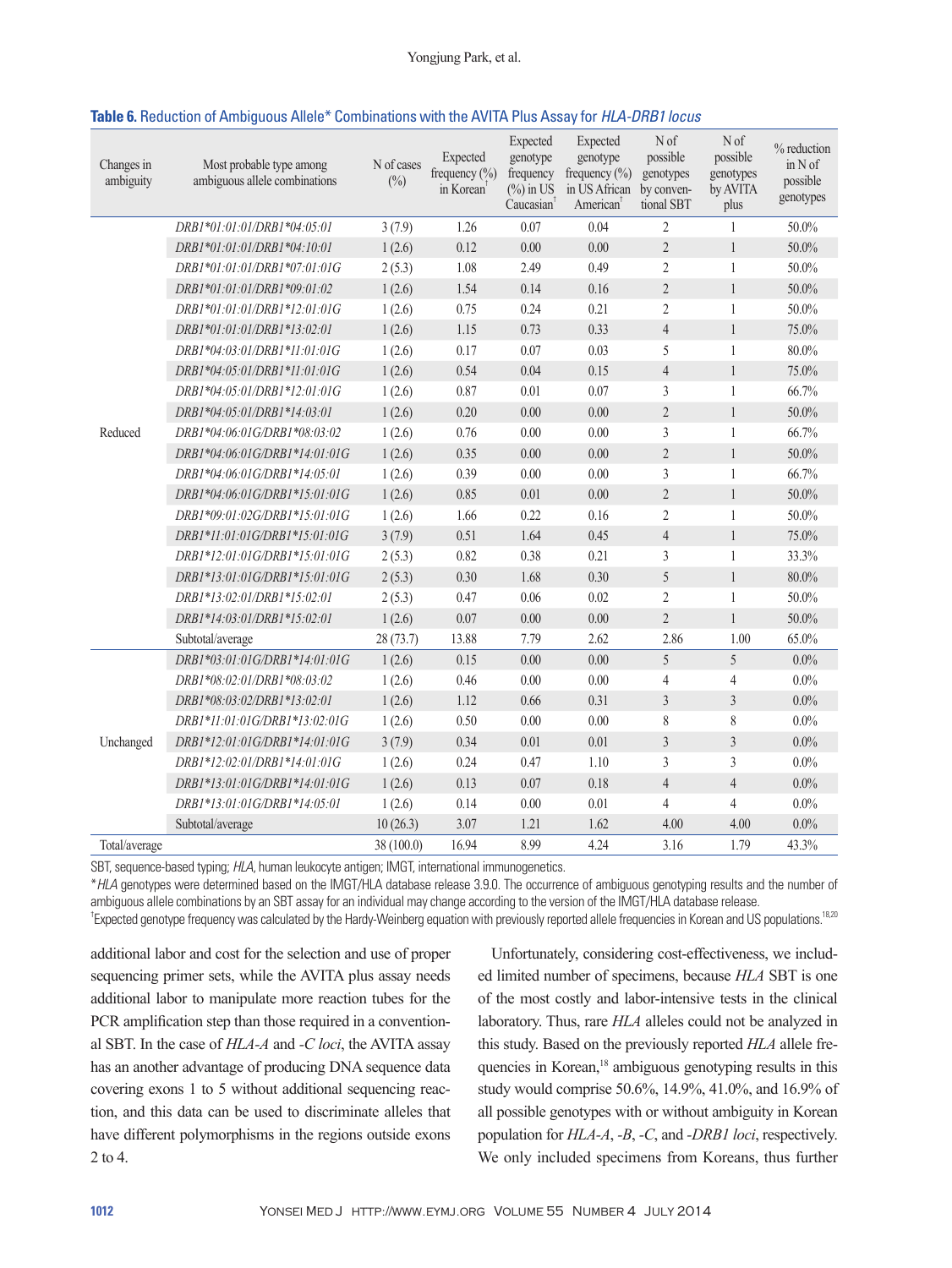**Table 6.** Reduction of Ambiguous Allele* Combinations with the AVITA Plus Assay for *HLA-DRB1 locus*

| Changes in ambiguity | Most probable type among ambiguous allele combinations | N of cases (%) | Expected frequency (%) in Korean† | Expected genotype frequency (%) in US Caucasian† | Expected genotype frequency (%) in US African American† | N of possible genotypes by conventional SBT | N of possible genotypes by AVITA plus | % reduction in N of possible genotypes |
|---|---|---|---|---|---|---|---|---|
| Reduced | *DRB1\*01:01:01/DRB1\*04:05:01* | 3 (7.9) | 1.26 | 0.07 | 0.04 | 2 | 1 | 50.0% |
| | *DRB1\*01:01:01/DRB1\*04:10:01* | 1 (2.6) | 0.12 | 0.00 | 0.00 | 2 | 1 | 50.0% |
| | *DRB1\*01:01:01/DRB1\*07:01:01G* | 2 (5.3) | 1.08 | 2.49 | 0.49 | 2 | 1 | 50.0% |
| | *DRB1\*01:01:01/DRB1\*09:01:02* | 1 (2.6) | 1.54 | 0.14 | 0.16 | 2 | 1 | 50.0% |
| | *DRB1\*01:01:01/DRB1\*12:01:01G* | 1 (2.6) | 0.75 | 0.24 | 0.21 | 2 | 1 | 50.0% |
| | *DRB1\*01:01:01/DRB1\*13:02:01* | 1 (2.6) | 1.15 | 0.73 | 0.33 | 4 | 1 | 75.0% |
| | *DRB1\*04:03:01/DRB1\*11:01:01G* | 1 (2.6) | 0.17 | 0.07 | 0.03 | 5 | 1 | 80.0% |
| | *DRB1\*04:05:01/DRB1\*11:01:01G* | 1 (2.6) | 0.54 | 0.04 | 0.15 | 4 | 1 | 75.0% |
| | *DRB1\*04:05:01/DRB1\*12:01:01G* | 1 (2.6) | 0.87 | 0.01 | 0.07 | 3 | 1 | 66.7% |
| | *DRB1\*04:05:01/DRB1\*14:03:01* | 1 (2.6) | 0.20 | 0.00 | 0.00 | 2 | 1 | 50.0% |
| | *DRB1\*04:06:01G/DRB1\*08:03:02* | 1 (2.6) | 0.76 | 0.00 | 0.00 | 3 | 1 | 66.7% |
| | *DRB1\*04:06:01G/DRB1\*14:01:01G* | 1 (2.6) | 0.35 | 0.00 | 0.00 | 2 | 1 | 50.0% |
| | *DRB1\*04:06:01G/DRB1\*14:05:01* | 1 (2.6) | 0.39 | 0.00 | 0.00 | 3 | 1 | 66.7% |
| | *DRB1\*04:06:01G/DRB1\*15:01:01G* | 1 (2.6) | 0.85 | 0.01 | 0.00 | 2 | 1 | 50.0% |
| | *DRB1\*09:01:02G/DRB1\*15:01:01G* | 1 (2.6) | 1.66 | 0.22 | 0.16 | 2 | 1 | 50.0% |
| | *DRB1\*11:01:01G/DRB1\*15:01:01G* | 3 (7.9) | 0.51 | 1.64 | 0.45 | 4 | 1 | 75.0% |
| | *DRB1\*12:01:01G/DRB1\*15:01:01G* | 2 (5.3) | 0.82 | 0.38 | 0.21 | 3 | 1 | 33.3% |
| | *DRB1\*13:01:01G/DRB1\*15:01:01G* | 2 (5.3) | 0.30 | 1.68 | 0.30 | 5 | 1 | 80.0% |
| | *DRB1\*13:02:01/DRB1\*15:02:01* | 2 (5.3) | 0.47 | 0.06 | 0.02 | 2 | 1 | 50.0% |
| | *DRB1\*14:03:01/DRB1\*15:02:01* | 1 (2.6) | 0.07 | 0.00 | 0.00 | 2 | 1 | 50.0% |
| | Subtotal/average | 28 (73.7) | 13.88 | 7.79 | 2.62 | 2.86 | 1.00 | 65.0% |
| Unchanged | *DRB1\*03:01:01G/DRB1\*14:01:01G* | 1 (2.6) | 0.15 | 0.00 | 0.00 | 5 | 5 | 0.0% |
| | *DRB1\*08:02:01/DRB1\*08:03:02* | 1 (2.6) | 0.46 | 0.00 | 0.00 | 4 | 4 | 0.0% |
| | *DRB1\*08:03:02/DRB1\*13:02:01* | 1 (2.6) | 1.12 | 0.66 | 0.31 | 3 | 3 | 0.0% |
| | *DRB1\*11:01:01G/DRB1\*13:02:01G* | 1 (2.6) | 0.50 | 0.00 | 0.00 | 8 | 8 | 0.0% |
| | *DRB1\*12:01:01G/DRB1\*14:01:01G* | 3 (7.9) | 0.34 | 0.01 | 0.01 | 3 | 3 | 0.0% |
| | *DRB1\*12:02:01/DRB1\*14:01:01G* | 1 (2.6) | 0.24 | 0.47 | 1.10 | 3 | 3 | 0.0% |
| | *DRB1\*13:01:01G/DRB1\*14:01:01G* | 1 (2.6) | 0.13 | 0.07 | 0.18 | 4 | 4 | 0.0% |
| | *DRB1\*13:01:01G/DRB1\*14:05:01* | 1 (2.6) | 0.14 | 0.00 | 0.01 | 4 | 4 | 0.0% |
| | Subtotal/average | 10 (26.3) | 3.07 | 1.21 | 1.62 | 4.00 | 4.00 | 0.0% |
| Total/average | | 38 (100.0) | 16.94 | 8.99 | 4.24 | 3.16 | 1.79 | 43.3% |

SBT, sequence-based typing; *HLA*, human leukocyte antigen; IMGT, international immunogenetics.
\**HLA* genotypes were determined based on the IMGT/HLA database release 3.9.0. The occurrence of ambiguous genotyping results and the number of ambiguous allele combinations by an SBT assay for an individual may change according to the version of the IMGT/HLA database release.
†Expected genotype frequency was calculated by the Hardy-Weinberg equation with previously reported allele frequencies in Korean and US populations.[18,20]

additional labor and cost for the selection and use of proper sequencing primer sets, while the AVITA plus assay needs additional labor to manipulate more reaction tubes for the PCR amplification step than those required in a conventional SBT. In the case of *HLA-A* and *-C loci*, the AVITA assay has an another advantage of producing DNA sequence data covering exons 1 to 5 without additional sequencing reaction, and this data can be used to discriminate alleles that have different polymorphisms in the regions outside exons 2 to 4.

Unfortunately, considering cost-effectiveness, we included limited number of specimens, because *HLA* SBT is one of the most costly and labor-intensive tests in the clinical laboratory. Thus, rare *HLA* alleles could not be analyzed in this study. Based on the previously reported *HLA* allele frequencies in Korean,[18] ambiguous genotyping results in this study would comprise 50.6%, 14.9%, 41.0%, and 16.9% of all possible genotypes with or without ambiguity in Korean population for *HLA-A*, *-B*, *-C*, and *-DRB1 loci*, respectively. We only included specimens from Koreans, thus further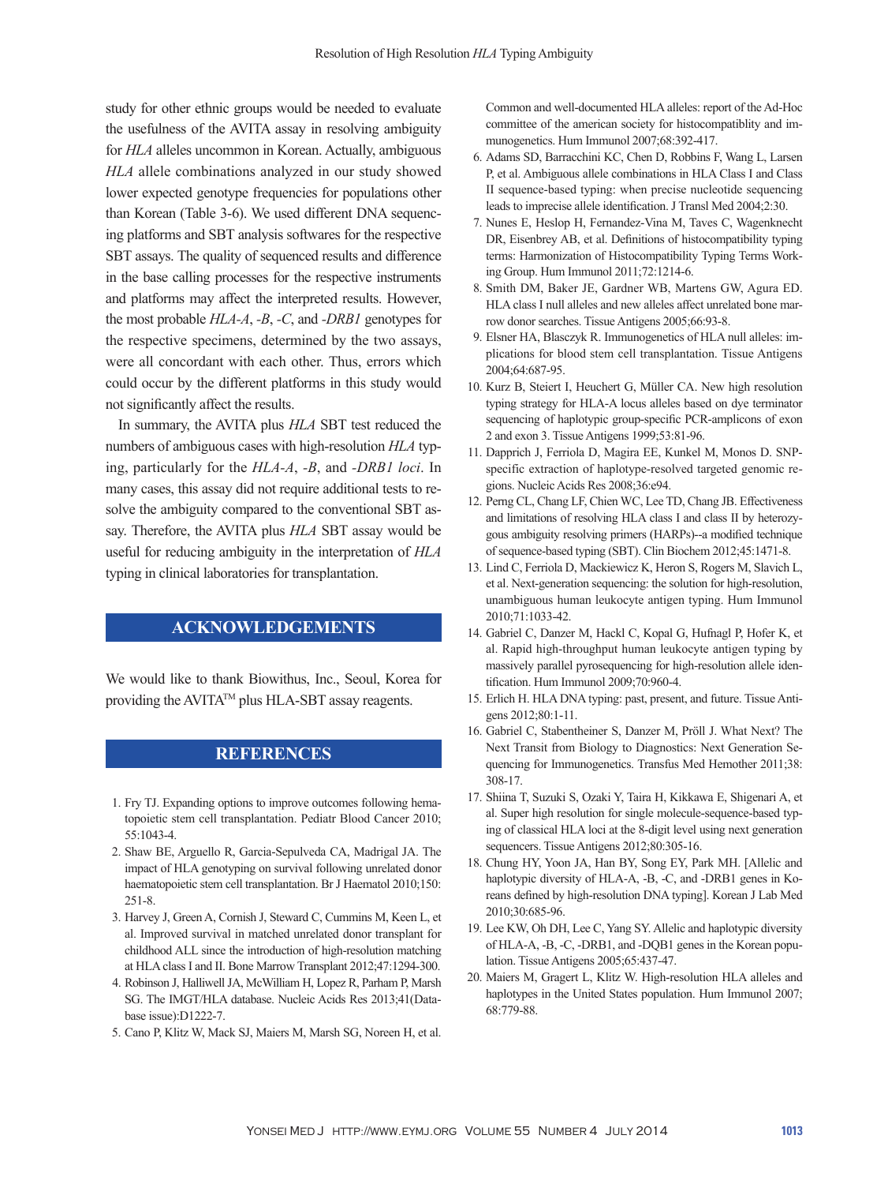study for other ethnic groups would be needed to evaluate the usefulness of the AVITA assay in resolving ambiguity for *HLA* alleles uncommon in Korean. Actually, ambiguous *HLA* allele combinations analyzed in our study showed lower expected genotype frequencies for populations other than Korean (Table 3-6). We used different DNA sequencing platforms and SBT analysis softwares for the respective SBT assays. The quality of sequenced results and difference in the base calling processes for the respective instruments and platforms may affect the interpreted results. However, the most probable *HLA-A*, *-B*, *-C*, and *-DRB1* genotypes for the respective specimens, determined by the two assays, were all concordant with each other. Thus, errors which could occur by the different platforms in this study would not significantly affect the results.

In summary, the AVITA plus *HLA* SBT test reduced the numbers of ambiguous cases with high-resolution *HLA* typing, particularly for the *HLA-A*, *-B*, and *-DRB1 loci*. In many cases, this assay did not require additional tests to resolve the ambiguity compared to the conventional SBT assay. Therefore, the AVITA plus *HLA* SBT assay would be useful for reducing ambiguity in the interpretation of *HLA* typing in clinical laboratories for transplantation.

## ACKNOWLEDGEMENTS

We would like to thank Biowithus, Inc., Seoul, Korea for providing the AVITA™ plus HLA-SBT assay reagents.

## REFERENCES

1. Fry TJ. Expanding options to improve outcomes following hematopoietic stem cell transplantation. Pediatr Blood Cancer 2010; 55:1043-4.
2. Shaw BE, Arguello R, Garcia-Sepulveda CA, Madrigal JA. The impact of HLA genotyping on survival following unrelated donor haematopoietic stem cell transplantation. Br J Haematol 2010;150: 251-8.
3. Harvey J, Green A, Cornish J, Steward C, Cummins M, Keen L, et al. Improved survival in matched unrelated donor transplant for childhood ALL since the introduction of high-resolution matching at HLA class I and II. Bone Marrow Transplant 2012;47:1294-300.
4. Robinson J, Halliwell JA, McWilliam H, Lopez R, Parham P, Marsh SG. The IMGT/HLA database. Nucleic Acids Res 2013;41(Database issue):D1222-7.
5. Cano P, Klitz W, Mack SJ, Maiers M, Marsh SG, Noreen H, et al. Common and well-documented HLA alleles: report of the Ad-Hoc committee of the american society for histocompatiblity and immunogenetics. Hum Immunol 2007;68:392-417.
6. Adams SD, Barracchini KC, Chen D, Robbins F, Wang L, Larsen P, et al. Ambiguous allele combinations in HLA Class I and Class II sequence-based typing: when precise nucleotide sequencing leads to imprecise allele identification. J Transl Med 2004;2:30.
7. Nunes E, Heslop H, Fernandez-Vina M, Taves C, Wagenknecht DR, Eisenbrey AB, et al. Definitions of histocompatibility typing terms: Harmonization of Histocompatibility Typing Terms Working Group. Hum Immunol 2011;72:1214-6.
8. Smith DM, Baker JE, Gardner WB, Martens GW, Agura ED. HLA class I null alleles and new alleles affect unrelated bone marrow donor searches. Tissue Antigens 2005;66:93-8.
9. Elsner HA, Blasczyk R. Immunogenetics of HLA null alleles: implications for blood stem cell transplantation. Tissue Antigens 2004;64:687-95.
10. Kurz B, Steiert I, Heuchert G, Müller CA. New high resolution typing strategy for HLA-A locus alleles based on dye terminator sequencing of haplotypic group-specific PCR-amplicons of exon 2 and exon 3. Tissue Antigens 1999;53:81-96.
11. Dapprich J, Ferriola D, Magira EE, Kunkel M, Monos D. SNP-specific extraction of haplotype-resolved targeted genomic regions. Nucleic Acids Res 2008;36:e94.
12. Perng CL, Chang LF, Chien WC, Lee TD, Chang JB. Effectiveness and limitations of resolving HLA class I and class II by heterozygous ambiguity resolving primers (HARPs)--a modified technique of sequence-based typing (SBT). Clin Biochem 2012;45:1471-8.
13. Lind C, Ferriola D, Mackiewicz K, Heron S, Rogers M, Slavich L, et al. Next-generation sequencing: the solution for high-resolution, unambiguous human leukocyte antigen typing. Hum Immunol 2010;71:1033-42.
14. Gabriel C, Danzer M, Hackl C, Kopal G, Hufnagl P, Hofer K, et al. Rapid high-throughput human leukocyte antigen typing by massively parallel pyrosequencing for high-resolution allele identification. Hum Immunol 2009;70:960-4.
15. Erlich H. HLA DNA typing: past, present, and future. Tissue Antigens 2012;80:1-11.
16. Gabriel C, Stabentheiner S, Danzer M, Pröll J. What Next? The Next Transit from Biology to Diagnostics: Next Generation Sequencing for Immunogenetics. Transfus Med Hemother 2011;38: 308-17.
17. Shiina T, Suzuki S, Ozaki Y, Taira H, Kikkawa E, Shigenari A, et al. Super high resolution for single molecule-sequence-based typing of classical HLA loci at the 8-digit level using next generation sequencers. Tissue Antigens 2012;80:305-16.
18. Chung HY, Yoon JA, Han BY, Song EY, Park MH. [Allelic and haplotypic diversity of HLA-A, -B, -C, and -DRB1 genes in Koreans defined by high-resolution DNA typing]. Korean J Lab Med 2010;30:685-96.
19. Lee KW, Oh DH, Lee C, Yang SY. Allelic and haplotypic diversity of HLA-A, -B, -C, -DRB1, and -DQB1 genes in the Korean population. Tissue Antigens 2005;65:437-47.
20. Maiers M, Gragert L, Klitz W. High-resolution HLA alleles and haplotypes in the United States population. Hum Immunol 2007; 68:779-88.